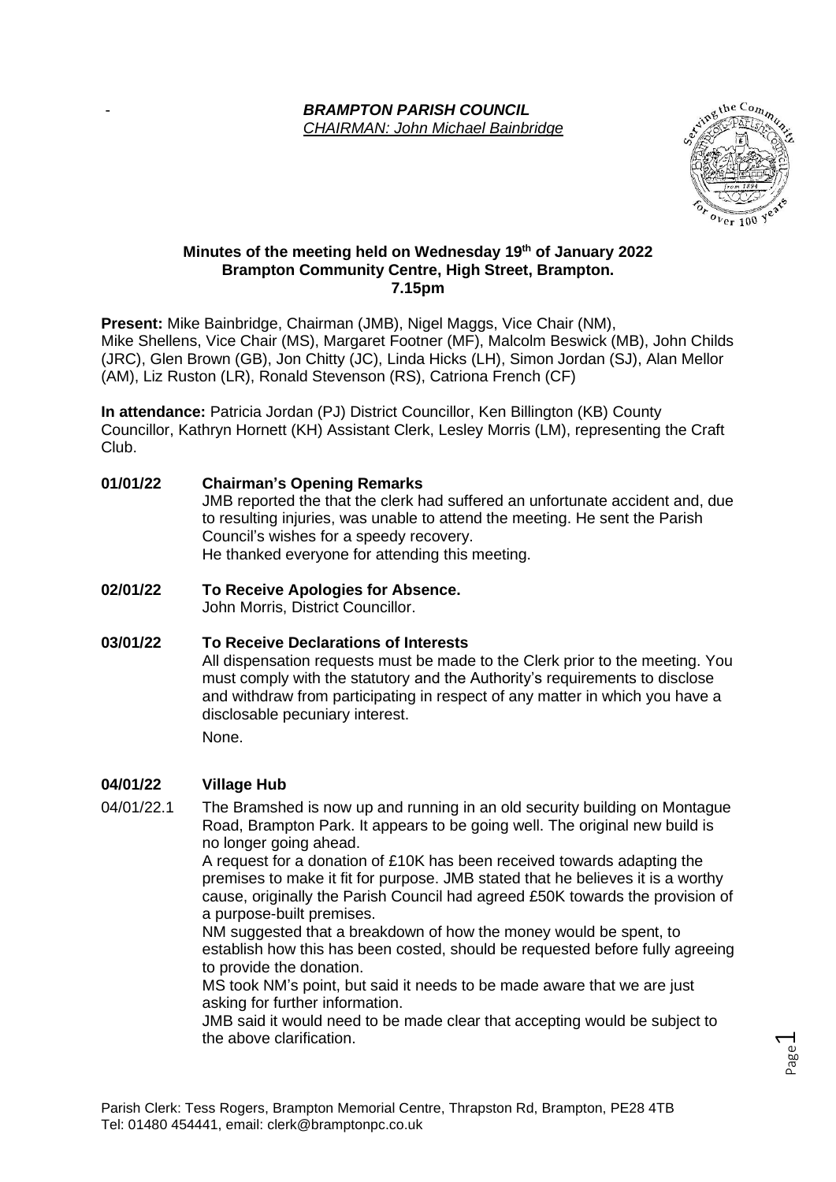*BRAMPTON PARISH COUNCIL*

*CHAIRMAN: John Michael Bainbridge*

**Minutes of the meeting held on Wednesday 19th of January 2022**
**Brampton Community Centre, High Street, Brampton.**
**7.15pm**

**Present:** Mike Bainbridge, Chairman (JMB), Nigel Maggs, Vice Chair (NM), Mike Shellens, Vice Chair (MS), Margaret Footner (MF), Malcolm Beswick (MB), John Childs (JRC), Glen Brown (GB), Jon Chitty (JC), Linda Hicks (LH), Simon Jordan (SJ), Alan Mellor (AM), Liz Ruston (LR), Ronald Stevenson (RS), Catriona French (CF)

**In attendance:** Patricia Jordan (PJ) District Councillor, Ken Billington (KB) County Councillor, Kathryn Hornett (KH) Assistant Clerk, Lesley Morris (LM), representing the Craft Club.

**01/01/22 Chairman's Opening Remarks**

JMB reported the that the clerk had suffered an unfortunate accident and, due to resulting injuries, was unable to attend the meeting. He sent the Parish Council's wishes for a speedy recovery.
He thanked everyone for attending this meeting.

**02/01/22 To Receive Apologies for Absence.**

John Morris, District Councillor.

**03/01/22 To Receive Declarations of Interests**

All dispensation requests must be made to the Clerk prior to the meeting. You must comply with the statutory and the Authority's requirements to disclose and withdraw from participating in respect of any matter in which you have a disclosable pecuniary interest.

None.

**04/01/22 Village Hub**

04/01/22.1 The Bramshed is now up and running in an old security building on Montague Road, Brampton Park. It appears to be going well. The original new build is no longer going ahead.
A request for a donation of £10K has been received towards adapting the premises to make it fit for purpose. JMB stated that he believes it is a worthy cause, originally the Parish Council had agreed £50K towards the provision of a purpose-built premises.
NM suggested that a breakdown of how the money would be spent, to establish how this has been costed, should be requested before fully agreeing to provide the donation.
MS took NM's point, but said it needs to be made aware that we are just asking for further information.
JMB said it would need to be made clear that accepting would be subject to the above clarification.

Parish Clerk: Tess Rogers, Brampton Memorial Centre, Thrapston Rd, Brampton, PE28 4TB
Tel: 01480 454441, email: clerk@bramptonpc.co.uk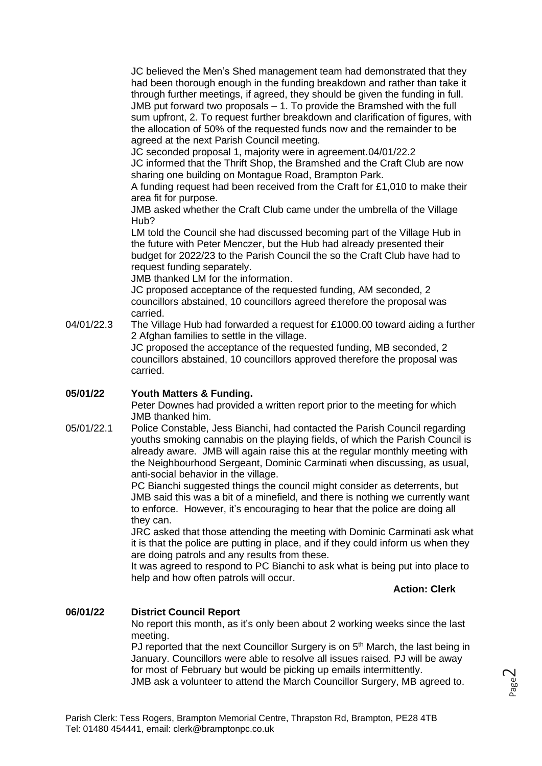JC believed the Men's Shed management team had demonstrated that they had been thorough enough in the funding breakdown and rather than take it through further meetings, if agreed, they should be given the funding in full. JMB put forward two proposals – 1. To provide the Bramshed with the full sum upfront, 2. To request further breakdown and clarification of figures, with the allocation of 50% of the requested funds now and the remainder to be agreed at the next Parish Council meeting.

JC seconded proposal 1, majority were in agreement.04/01/22.2

JC informed that the Thrift Shop, the Bramshed and the Craft Club are now sharing one building on Montague Road, Brampton Park.

A funding request had been received from the Craft for £1,010 to make their area fit for purpose.

JMB asked whether the Craft Club came under the umbrella of the Village Hub?

LM told the Council she had discussed becoming part of the Village Hub in the future with Peter Menczer, but the Hub had already presented their budget for 2022/23 to the Parish Council the so the Craft Club have had to request funding separately.

JMB thanked LM for the information.

JC proposed acceptance of the requested funding, AM seconded, 2 councillors abstained, 10 councillors agreed therefore the proposal was carried.

04/01/22.3 The Village Hub had forwarded a request for £1000.00 toward aiding a further 2 Afghan families to settle in the village.

JC proposed the acceptance of the requested funding, MB seconded, 2 councillors abstained, 10 councillors approved therefore the proposal was carried.

## 05/01/22 Youth Matters & Funding.

Peter Downes had provided a written report prior to the meeting for which JMB thanked him.

05/01/22.1 Police Constable, Jess Bianchi, had contacted the Parish Council regarding youths smoking cannabis on the playing fields, of which the Parish Council is already aware. JMB will again raise this at the regular monthly meeting with the Neighbourhood Sergeant, Dominic Carminati when discussing, as usual, anti-social behavior in the village.

PC Bianchi suggested things the council might consider as deterrents, but JMB said this was a bit of a minefield, and there is nothing we currently want to enforce. However, it's encouraging to hear that the police are doing all they can.

JRC asked that those attending the meeting with Dominic Carminati ask what it is that the police are putting in place, and if they could inform us when they are doing patrols and any results from these.

It was agreed to respond to PC Bianchi to ask what is being put into place to help and how often patrols will occur.

**Action: Clerk**

## 06/01/22 District Council Report

No report this month, as it's only been about 2 working weeks since the last meeting.

PJ reported that the next Councillor Surgery is on 5th March, the last being in January. Councillors were able to resolve all issues raised. PJ will be away for most of February but would be picking up emails intermittently.

JMB ask a volunteer to attend the March Councillor Surgery, MB agreed to.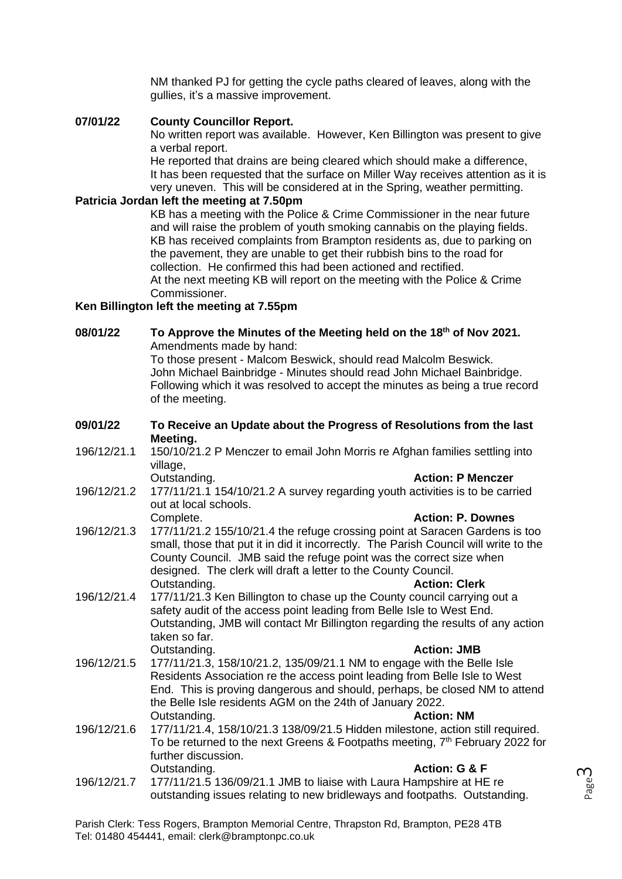NM thanked PJ for getting the cycle paths cleared of leaves, along with the gullies, it's a massive improvement.

**07/01/22 County Councillor Report.**

No written report was available. However, Ken Billington was present to give a verbal report.

He reported that drains are being cleared which should make a difference, It has been requested that the surface on Miller Way receives attention as it is very uneven. This will be considered at in the Spring, weather permitting.

**Patricia Jordan left the meeting at 7.50pm**

KB has a meeting with the Police & Crime Commissioner in the near future and will raise the problem of youth smoking cannabis on the playing fields. KB has received complaints from Brampton residents as, due to parking on the pavement, they are unable to get their rubbish bins to the road for collection. He confirmed this had been actioned and rectified.

At the next meeting KB will report on the meeting with the Police & Crime Commissioner.

**Ken Billington left the meeting at 7.55pm**

**08/01/22 To Approve the Minutes of the Meeting held on the 18th of Nov 2021.**

Amendments made by hand:

To those present - Malcom Beswick, should read Malcolm Beswick.

John Michael Bainbridge - Minutes should read John Michael Bainbridge.

Following which it was resolved to accept the minutes as being a true record of the meeting.

**09/01/22 To Receive an Update about the Progress of Resolutions from the last Meeting.**

196/12/21.1 150/10/21.2 P Menczer to email John Morris re Afghan families settling into village,

Outstanding. **Action: P Menczer**

196/12/21.2 177/11/21.1 154/10/21.2 A survey regarding youth activities is to be carried out at local schools.

Complete. **Action: P. Downes**

196/12/21.3 177/11/21.2 155/10/21.4 the refuge crossing point at Saracen Gardens is too small, those that put it in did it incorrectly. The Parish Council will write to the County Council. JMB said the refuge point was the correct size when designed. The clerk will draft a letter to the County Council.

Outstanding. **Action: Clerk**

196/12/21.4 177/11/21.3 Ken Billington to chase up the County council carrying out a safety audit of the access point leading from Belle Isle to West End. Outstanding, JMB will contact Mr Billington regarding the results of any action taken so far.

Outstanding. **Action: JMB**

196/12/21.5 177/11/21.3, 158/10/21.2, 135/09/21.1 NM to engage with the Belle Isle Residents Association re the access point leading from Belle Isle to West End. This is proving dangerous and should, perhaps, be closed NM to attend the Belle Isle residents AGM on the 24th of January 2022.

Outstanding. **Action: NM**

196/12/21.6 177/11/21.4, 158/10/21.3 138/09/21.5 Hidden milestone, action still required. To be returned to the next Greens & Footpaths meeting, 7th February 2022 for further discussion.

Outstanding. **Action: G & F**

196/12/21.7 177/11/21.5 136/09/21.1 JMB to liaise with Laura Hampshire at HE re outstanding issues relating to new bridleways and footpaths. Outstanding.

Parish Clerk: Tess Rogers, Brampton Memorial Centre, Thrapston Rd, Brampton, PE28 4TB
Tel: 01480 454441, email: clerk@bramptonpc.co.uk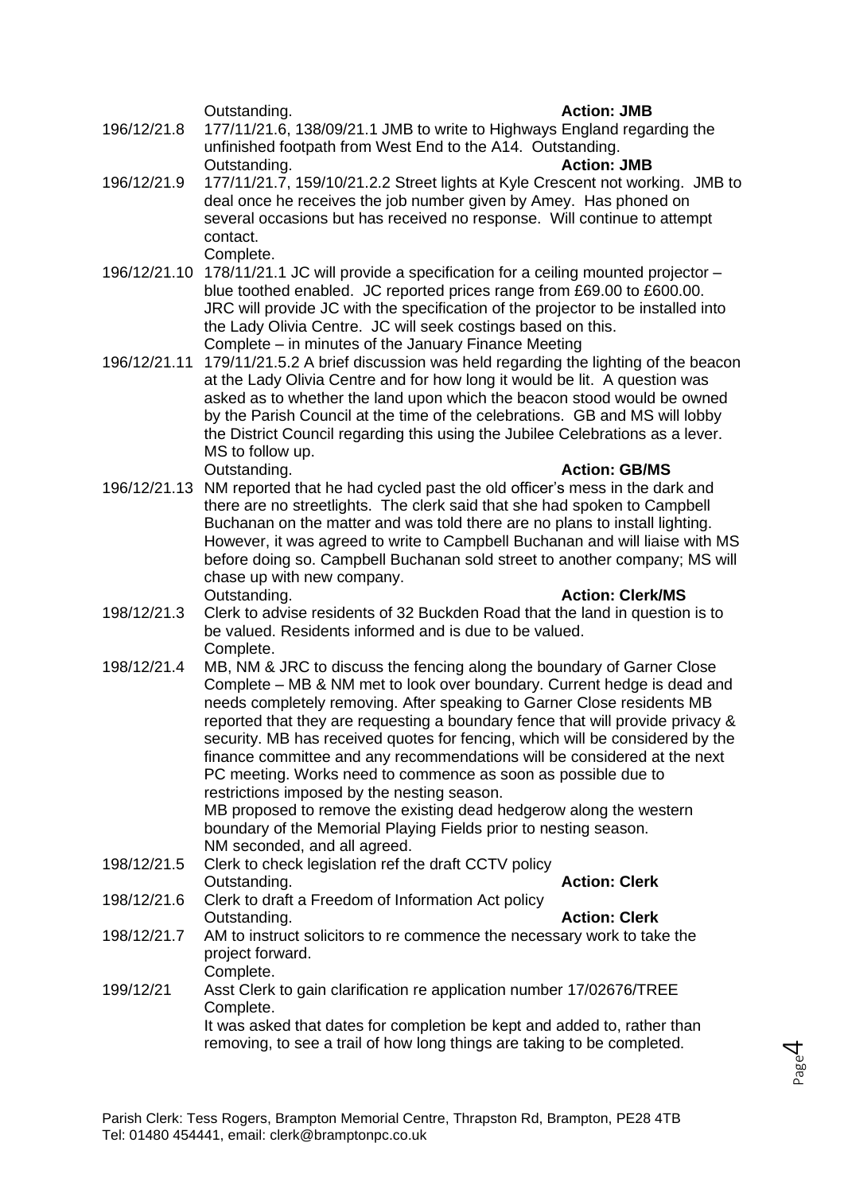Outstanding. **Action: JMB**

196/12/21.8 177/11/21.6, 138/09/21.1 JMB to write to Highways England regarding the unfinished footpath from West End to the A14. Outstanding.
Outstanding. **Action: JMB**

196/12/21.9 177/11/21.7, 159/10/21.2.2 Street lights at Kyle Crescent not working. JMB to deal once he receives the job number given by Amey. Has phoned on several occasions but has received no response. Will continue to attempt contact.
Complete.

196/12/21.10 178/11/21.1 JC will provide a specification for a ceiling mounted projector – blue toothed enabled. JC reported prices range from £69.00 to £600.00. JRC will provide JC with the specification of the projector to be installed into the Lady Olivia Centre. JC will seek costings based on this.
Complete – in minutes of the January Finance Meeting

196/12/21.11 179/11/21.5.2 A brief discussion was held regarding the lighting of the beacon at the Lady Olivia Centre and for how long it would be lit. A question was asked as to whether the land upon which the beacon stood would be owned by the Parish Council at the time of the celebrations. GB and MS will lobby the District Council regarding this using the Jubilee Celebrations as a lever. MS to follow up.
Outstanding. **Action: GB/MS**

196/12/21.13 NM reported that he had cycled past the old officer's mess in the dark and there are no streetlights. The clerk said that she had spoken to Campbell Buchanan on the matter and was told there are no plans to install lighting. However, it was agreed to write to Campbell Buchanan and will liaise with MS before doing so. Campbell Buchanan sold street to another company; MS will chase up with new company.
Outstanding. **Action: Clerk/MS**

198/12/21.3 Clerk to advise residents of 32 Buckden Road that the land in question is to be valued. Residents informed and is due to be valued.
Complete.

198/12/21.4 MB, NM & JRC to discuss the fencing along the boundary of Garner Close
Complete – MB & NM met to look over boundary. Current hedge is dead and needs completely removing. After speaking to Garner Close residents MB reported that they are requesting a boundary fence that will provide privacy & security. MB has received quotes for fencing, which will be considered by the finance committee and any recommendations will be considered at the next PC meeting. Works need to commence as soon as possible due to restrictions imposed by the nesting season.
MB proposed to remove the existing dead hedgerow along the western boundary of the Memorial Playing Fields prior to nesting season.
NM seconded, and all agreed.

198/12/21.5 Clerk to check legislation ref the draft CCTV policy
Outstanding. **Action: Clerk**

198/12/21.6 Clerk to draft a Freedom of Information Act policy
Outstanding. **Action: Clerk**

198/12/21.7 AM to instruct solicitors to re commence the necessary work to take the project forward.
Complete.

199/12/21 Asst Clerk to gain clarification re application number 17/02676/TREE
Complete.
It was asked that dates for completion be kept and added to, rather than removing, to see a trail of how long things are taking to be completed.

Parish Clerk: Tess Rogers, Brampton Memorial Centre, Thrapston Rd, Brampton, PE28 4TB
Tel: 01480 454441, email: clerk@bramptonpc.co.uk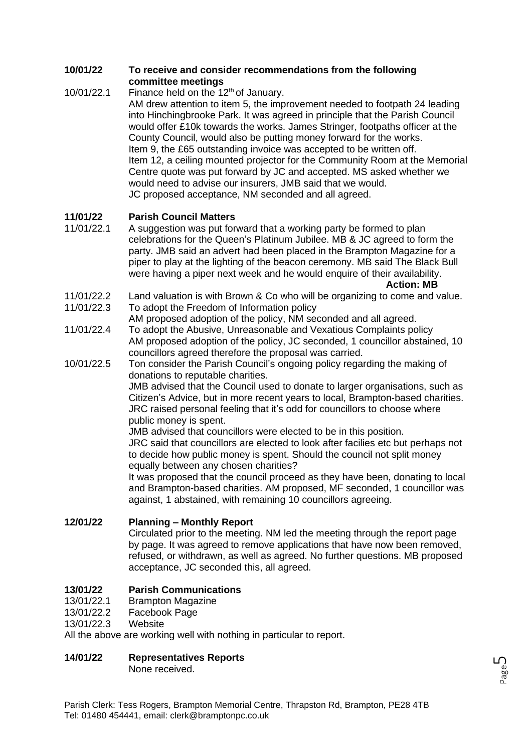**10/01/22 To receive and consider recommendations from the following committee meetings**

10/01/22.1 Finance held on the 12th of January.

AM drew attention to item 5, the improvement needed to footpath 24 leading into Hinchingbrooke Park. It was agreed in principle that the Parish Council would offer £10k towards the works. James Stringer, footpaths officer at the County Council, would also be putting money forward for the works.

Item 9, the £65 outstanding invoice was accepted to be written off.

Item 12, a ceiling mounted projector for the Community Room at the Memorial Centre quote was put forward by JC and accepted. MS asked whether we would need to advise our insurers, JMB said that we would.

JC proposed acceptance, NM seconded and all agreed.

**11/01/22 Parish Council Matters**

11/01/22.1 A suggestion was put forward that a working party be formed to plan celebrations for the Queen's Platinum Jubilee. MB & JC agreed to form the party. JMB said an advert had been placed in the Brampton Magazine for a piper to play at the lighting of the beacon ceremony. MB said The Black Bull were having a piper next week and he would enquire of their availability.

**Action: MB**

11/01/22.2 Land valuation is with Brown & Co who will be organizing to come and value.

11/01/22.3 To adopt the Freedom of Information policy

AM proposed adoption of the policy, NM seconded and all agreed.

11/01/22.4 To adopt the Abusive, Unreasonable and Vexatious Complaints policy

AM proposed adoption of the policy, JC seconded, 1 councillor abstained, 10 councillors agreed therefore the proposal was carried.

10/01/22.5 Ton consider the Parish Council's ongoing policy regarding the making of donations to reputable charities.

JMB advised that the Council used to donate to larger organisations, such as Citizen's Advice, but in more recent years to local, Brampton-based charities.

JRC raised personal feeling that it's odd for councillors to choose where public money is spent.

JMB advised that councillors were elected to be in this position.

JRC said that councillors are elected to look after facilies etc but perhaps not to decide how public money is spent. Should the council not split money equally between any chosen charities?

It was proposed that the council proceed as they have been, donating to local and Brampton-based charities. AM proposed, MF seconded, 1 councillor was against, 1 abstained, with remaining 10 councillors agreeing.

**12/01/22 Planning – Monthly Report**

Circulated prior to the meeting. NM led the meeting through the report page by page. It was agreed to remove applications that have now been removed, refused, or withdrawn, as well as agreed. No further questions. MB proposed acceptance, JC seconded this, all agreed.

**13/01/22 Parish Communications**

13/01/22.1 Brampton Magazine

13/01/22.2 Facebook Page

13/01/22.3 Website

All the above are working well with nothing in particular to report.

**14/01/22 Representatives Reports**

None received.

Parish Clerk: Tess Rogers, Brampton Memorial Centre, Thrapston Rd, Brampton, PE28 4TB
Tel: 01480 454441, email: clerk@bramptonpc.co.uk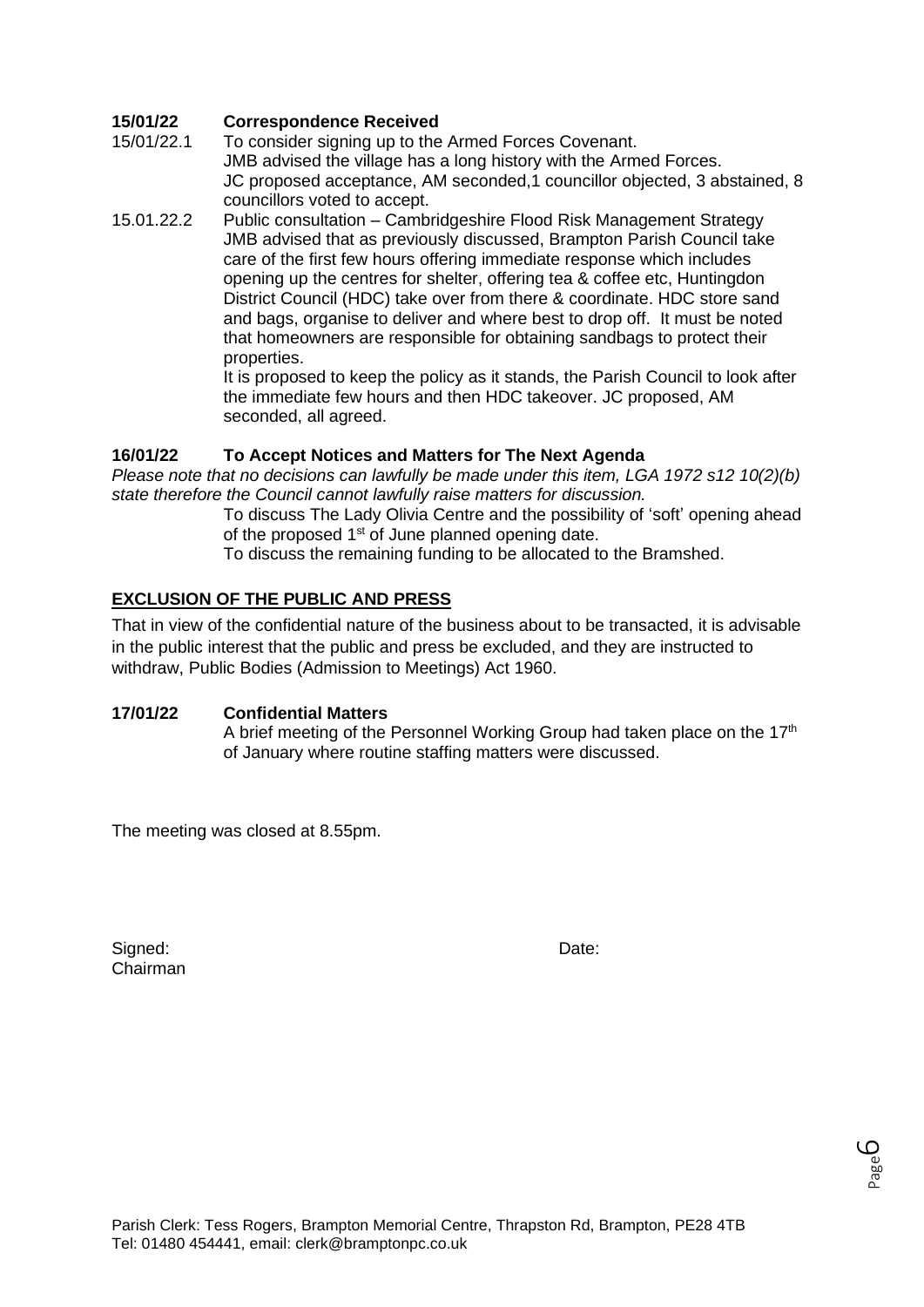**15/01/22 Correspondence Received**

15/01/22.1 To consider signing up to the Armed Forces Covenant.
JMB advised the village has a long history with the Armed Forces.
JC proposed acceptance, AM seconded,1 councillor objected, 3 abstained, 8 councillors voted to accept.

15.01.22.2 Public consultation – Cambridgeshire Flood Risk Management Strategy
JMB advised that as previously discussed, Brampton Parish Council take care of the first few hours offering immediate response which includes opening up the centres for shelter, offering tea & coffee etc, Huntingdon District Council (HDC) take over from there & coordinate. HDC store sand and bags, organise to deliver and where best to drop off. It must be noted that homeowners are responsible for obtaining sandbags to protect their properties.
It is proposed to keep the policy as it stands, the Parish Council to look after the immediate few hours and then HDC takeover. JC proposed, AM seconded, all agreed.

**16/01/22 To Accept Notices and Matters for The Next Agenda**

*Please note that no decisions can lawfully be made under this item, LGA 1972 s12 10(2)(b) state therefore the Council cannot lawfully raise matters for discussion.*

To discuss The Lady Olivia Centre and the possibility of 'soft' opening ahead of the proposed 1st of June planned opening date.
To discuss the remaining funding to be allocated to the Bramshed.

**EXCLUSION OF THE PUBLIC AND PRESS**

That in view of the confidential nature of the business about to be transacted, it is advisable in the public interest that the public and press be excluded, and they are instructed to withdraw, Public Bodies (Admission to Meetings) Act 1960.

**17/01/22 Confidential Matters**

A brief meeting of the Personnel Working Group had taken place on the 17th of January where routine staffing matters were discussed.

The meeting was closed at 8.55pm.

Signed: Date:
Chairman

Parish Clerk: Tess Rogers, Brampton Memorial Centre, Thrapston Rd, Brampton, PE28 4TB
Tel: 01480 454441, email: clerk@bramptonpc.co.uk